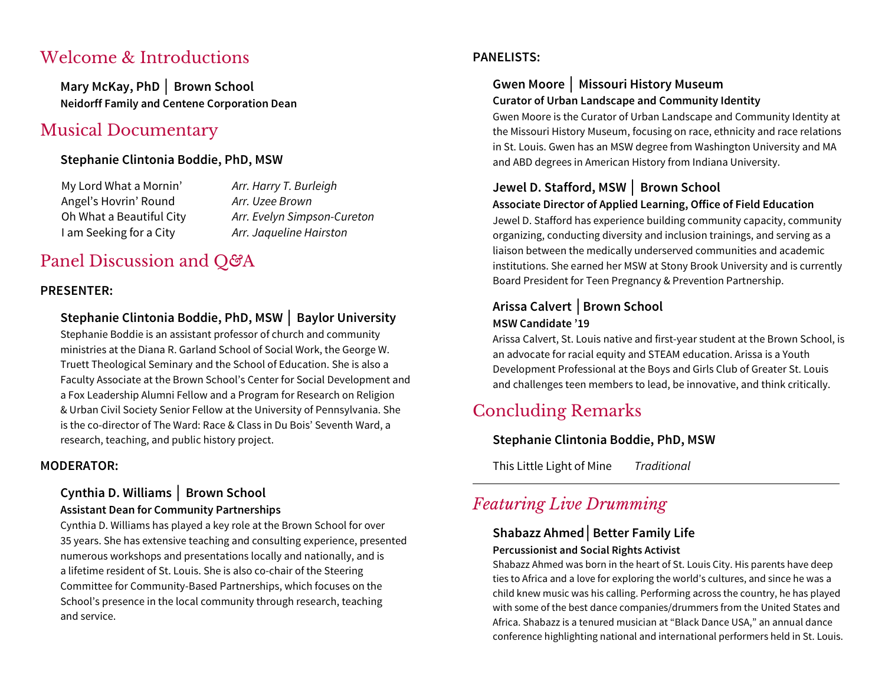## Welcome & Introductions

**Mary McKay, PhD │ Brown School**
**Neidorff Family and Centene Corporation Dean**

## Musical Documentary

**Stephanie Clintonia Boddie, PhD, MSW**

| | |
|---|---|
| My Lord What a Mornin' | *Arr. Harry T. Burleigh* |
| Angel's Hovrin' Round | *Arr. Uzee Brown* |
| Oh What a Beautiful City | *Arr. Evelyn Simpson-Cureton* |
| I am Seeking for a City | *Arr. Jaqueline Hairston* |

## Panel Discussion and Q&A

**PRESENTER:**

**Stephanie Clintonia Boddie, PhD, MSW │ Baylor University**
Stephanie Boddie is an assistant professor of church and community ministries at the Diana R. Garland School of Social Work, the George W. Truett Theological Seminary and the School of Education. She is also a Faculty Associate at the Brown School's Center for Social Development and a Fox Leadership Alumni Fellow and a Program for Research on Religion & Urban Civil Society Senior Fellow at the University of Pennsylvania. She is the co-director of The Ward: Race & Class in Du Bois' Seventh Ward, a research, teaching, and public history project.

**MODERATOR:**

**Cynthia D. Williams │ Brown School**
**Assistant Dean for Community Partnerships**
Cynthia D. Williams has played a key role at the Brown School for over 35 years. She has extensive teaching and consulting experience, presented numerous workshops and presentations locally and nationally, and is a lifetime resident of St. Louis. She is also co-chair of the Steering Committee for Community-Based Partnerships, which focuses on the School's presence in the local community through research, teaching and service.

**PANELISTS:**

**Gwen Moore │ Missouri History Museum**
**Curator of Urban Landscape and Community Identity**
Gwen Moore is the Curator of Urban Landscape and Community Identity at the Missouri History Museum, focusing on race, ethnicity and race relations in St. Louis. Gwen has an MSW degree from Washington University and MA and ABD degrees in American History from Indiana University.

**Jewel D. Stafford, MSW │ Brown School**
**Associate Director of Applied Learning, Office of Field Education**
Jewel D. Stafford has experience building community capacity, community organizing, conducting diversity and inclusion trainings, and serving as a liaison between the medically underserved communities and academic institutions. She earned her MSW at Stony Brook University and is currently Board President for Teen Pregnancy & Prevention Partnership.

**Arissa Calvert │ Brown School**
**MSW Candidate '19**
Arissa Calvert, St. Louis native and first-year student at the Brown School, is an advocate for racial equity and STEAM education. Arissa is a Youth Development Professional at the Boys and Girls Club of Greater St. Louis and challenges teen members to lead, be innovative, and think critically.

## Concluding Remarks

**Stephanie Clintonia Boddie, PhD, MSW**

This Little Light of Mine — *Traditional*

---

## *Featuring Live Drumming*

**Shabazz Ahmed │ Better Family Life**
**Percussionist and Social Rights Activist**
Shabazz Ahmed was born in the heart of St. Louis City. His parents have deep ties to Africa and a love for exploring the world's cultures, and since he was a child knew music was his calling. Performing across the country, he has played with some of the best dance companies/drummers from the United States and Africa. Shabazz is a tenured musician at "Black Dance USA," an annual dance conference highlighting national and international performers held in St. Louis.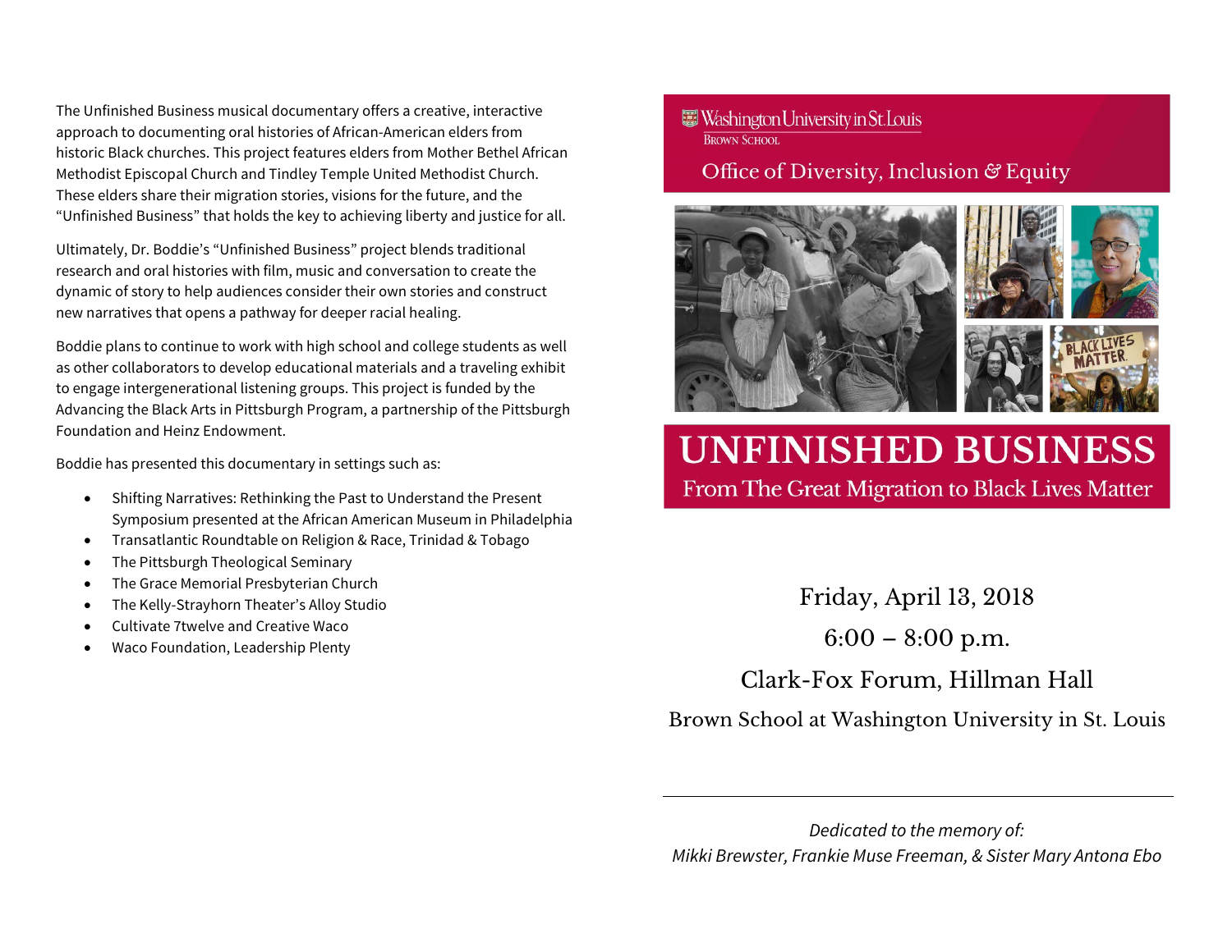The Unfinished Business musical documentary offers a creative, interactive approach to documenting oral histories of African-American elders from historic Black churches. This project features elders from Mother Bethel African Methodist Episcopal Church and Tindley Temple United Methodist Church. These elders share their migration stories, visions for the future, and the "Unfinished Business" that holds the key to achieving liberty and justice for all.

Ultimately, Dr. Boddie's "Unfinished Business" project blends traditional research and oral histories with film, music and conversation to create the dynamic of story to help audiences consider their own stories and construct new narratives that opens a pathway for deeper racial healing.

Boddie plans to continue to work with high school and college students as well as other collaborators to develop educational materials and a traveling exhibit to engage intergenerational listening groups. This project is funded by the Advancing the Black Arts in Pittsburgh Program, a partnership of the Pittsburgh Foundation and Heinz Endowment.

Boddie has presented this documentary in settings such as:

- Shifting Narratives: Rethinking the Past to Understand the Present Symposium presented at the African American Museum in Philadelphia
- Transatlantic Roundtable on Religion & Race, Trinidad & Tobago
- The Pittsburgh Theological Seminary
- The Grace Memorial Presbyterian Church
- The Kelly-Strayhorn Theater's Alloy Studio
- Cultivate 7twelve and Creative Waco
- Waco Foundation, Leadership Plenty

Washington University in St. Louis
Brown School

Office of Diversity, Inclusion & Equity

# UNFINISHED BUSINESS

## From The Great Migration to Black Lives Matter

Friday, April 13, 2018

6:00 – 8:00 p.m.

Clark-Fox Forum, Hillman Hall

Brown School at Washington University in St. Louis

---

*Dedicated to the memory of:*
*Mikki Brewster, Frankie Muse Freeman, & Sister Mary Antona Ebo*